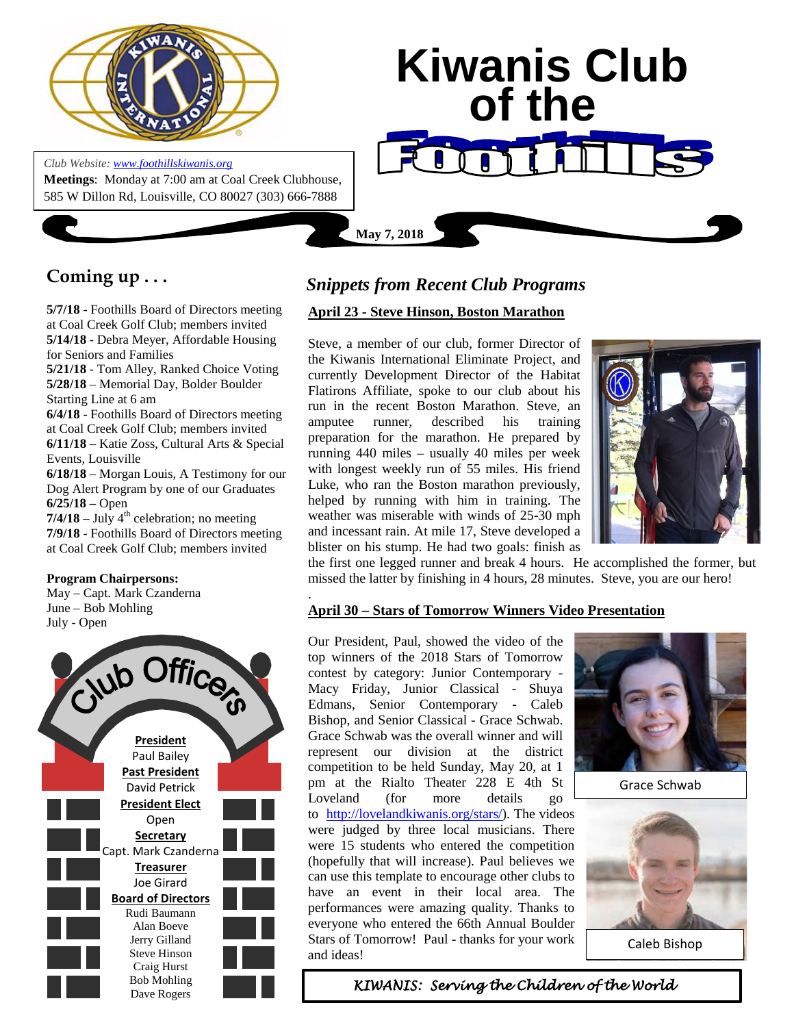# Kiwanis Club of the Foothills

*Club Website: www.foothillskiwanis.org*
**Meetings**: Monday at 7:00 am at Coal Creek Clubhouse, 585 W Dillon Rd, Louisville, CO 80027 (303) 666-7888

**May 7, 2018**

## Coming up . . .

**5/7/18** - Foothills Board of Directors meeting at Coal Creek Golf Club; members invited
**5/14/18** - Debra Meyer, Affordable Housing for Seniors and Families
**5/21/18** - Tom Alley, Ranked Choice Voting
**5/28/18** – Memorial Day, Bolder Boulder Starting Line at 6 am
**6/4/18** - Foothills Board of Directors meeting at Coal Creek Golf Club; members invited
**6/11/18** – Katie Zoss, Cultural Arts & Special Events, Louisville
**6/18/18** – Morgan Louis, A Testimony for our Dog Alert Program by one of our Graduates
**6/25/18 –** Open
**7/4/18** – July 4th celebration; no meeting
**7/9/18** - Foothills Board of Directors meeting at Coal Creek Golf Club; members invited

**Program Chairpersons:**
May – Capt. Mark Czanderna
June – Bob Mohling
July - Open

## Club Officers

**President**
Paul Bailey
**Past President**
David Petrick
**President Elect**
Open
**Secretary**
Capt. Mark Czanderna
**Treasurer**
Joe Girard
**Board of Directors**
Rudi Baumann
Alan Boeve
Jerry Gilland
Steve Hinson
Craig Hurst
Bob Mohling
Dave Rogers

## *Snippets from Recent Club Programs*

### April 23 - Steve Hinson, Boston Marathon

Steve, a member of our club, former Director of the Kiwanis International Eliminate Project, and currently Development Director of the Habitat Flatirons Affiliate, spoke to our club about his run in the recent Boston Marathon. Steve, an amputee runner, described his training preparation for the marathon. He prepared by running 440 miles – usually 40 miles per week with longest weekly run of 55 miles. His friend Luke, who ran the Boston marathon previously, helped by running with him in training. The weather was miserable with winds of 25-30 mph and incessant rain. At mile 17, Steve developed a blister on his stump. He had two goals: finish as the first one legged runner and break 4 hours. He accomplished the former, but missed the latter by finishing in 4 hours, 28 minutes. Steve, you are our hero!

### April 30 – Stars of Tomorrow Winners Video Presentation

Our President, Paul, showed the video of the top winners of the 2018 Stars of Tomorrow contest by category: Junior Contemporary - Macy Friday, Junior Classical - Shuya Edmans, Senior Contemporary - Caleb Bishop, and Senior Classical - Grace Schwab. Grace Schwab was the overall winner and will represent our division at the district competition to be held Sunday, May 20, at 1 pm at the Rialto Theater 228 E 4th St Loveland (for more details go to http://lovelandkiwanis.org/stars/). The videos were judged by three local musicians. There were 15 students who entered the competition (hopefully that will increase). Paul believes we can use this template to encourage other clubs to have an event in their local area. The performances were amazing quality. Thanks to everyone who entered the 66th Annual Boulder Stars of Tomorrow! Paul - thanks for your work and ideas!

Grace Schwab

Caleb Bishop

*KIWANIS: Serving the Children of the World*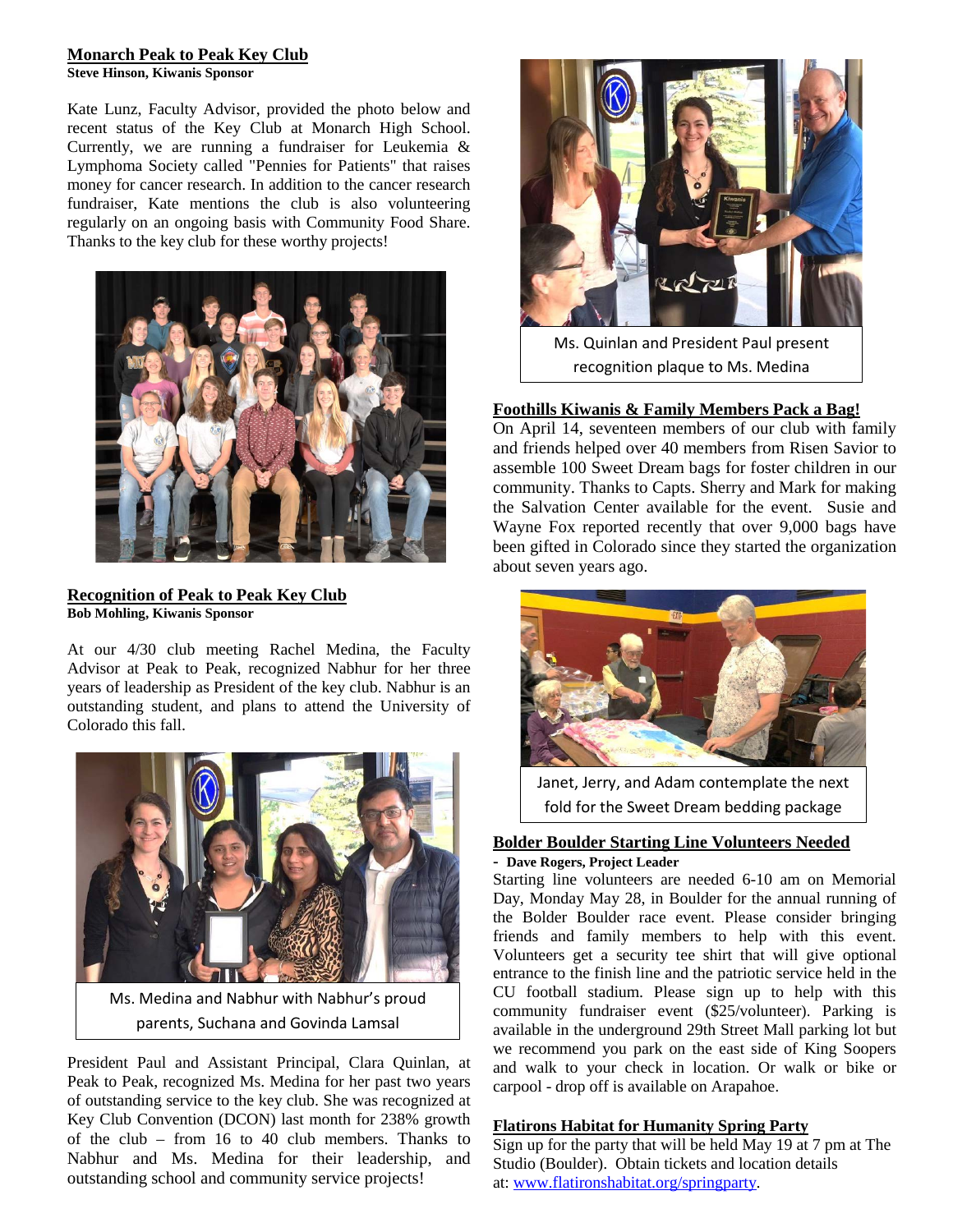## Monarch Peak to Peak Key Club

**Steve Hinson, Kiwanis Sponsor**

Kate Lunz, Faculty Advisor, provided the photo below and recent status of the Key Club at Monarch High School. Currently, we are running a fundraiser for Leukemia & Lymphoma Society called "Pennies for Patients" that raises money for cancer research. In addition to the cancer research fundraiser, Kate mentions the club is also volunteering regularly on an ongoing basis with Community Food Share. Thanks to the key club for these worthy projects!

## Recognition of Peak to Peak Key Club

**Bob Mohling, Kiwanis Sponsor**

At our 4/30 club meeting Rachel Medina, the Faculty Advisor at Peak to Peak, recognized Nabhur for her three years of leadership as President of the key club. Nabhur is an outstanding student, and plans to attend the University of Colorado this fall.

Ms. Medina and Nabhur with Nabhur's proud parents, Suchana and Govinda Lamsal

President Paul and Assistant Principal, Clara Quinlan, at Peak to Peak, recognized Ms. Medina for her past two years of outstanding service to the key club. She was recognized at Key Club Convention (DCON) last month for 238% growth of the club – from 16 to 40 club members. Thanks to Nabhur and Ms. Medina for their leadership, and outstanding school and community service projects!

Ms. Quinlan and President Paul present recognition plaque to Ms. Medina

## Foothills Kiwanis & Family Members Pack a Bag!

On April 14, seventeen members of our club with family and friends helped over 40 members from Risen Savior to assemble 100 Sweet Dream bags for foster children in our community. Thanks to Capts. Sherry and Mark for making the Salvation Center available for the event. Susie and Wayne Fox reported recently that over 9,000 bags have been gifted in Colorado since they started the organization about seven years ago.

Janet, Jerry, and Adam contemplate the next fold for the Sweet Dream bedding package

## Bolder Boulder Starting Line Volunteers Needed

**- Dave Rogers, Project Leader**

Starting line volunteers are needed 6-10 am on Memorial Day, Monday May 28, in Boulder for the annual running of the Bolder Boulder race event. Please consider bringing friends and family members to help with this event. Volunteers get a security tee shirt that will give optional entrance to the finish line and the patriotic service held in the CU football stadium. Please sign up to help with this community fundraiser event ($25/volunteer). Parking is available in the underground 29th Street Mall parking lot but we recommend you park on the east side of King Soopers and walk to your check in location. Or walk or bike or carpool - drop off is available on Arapahoe.

## Flatirons Habitat for Humanity Spring Party

Sign up for the party that will be held May 19 at 7 pm at The Studio (Boulder). Obtain tickets and location details at: [www.flatironshabitat.org/springparty](www.flatironshabitat.org/springparty).